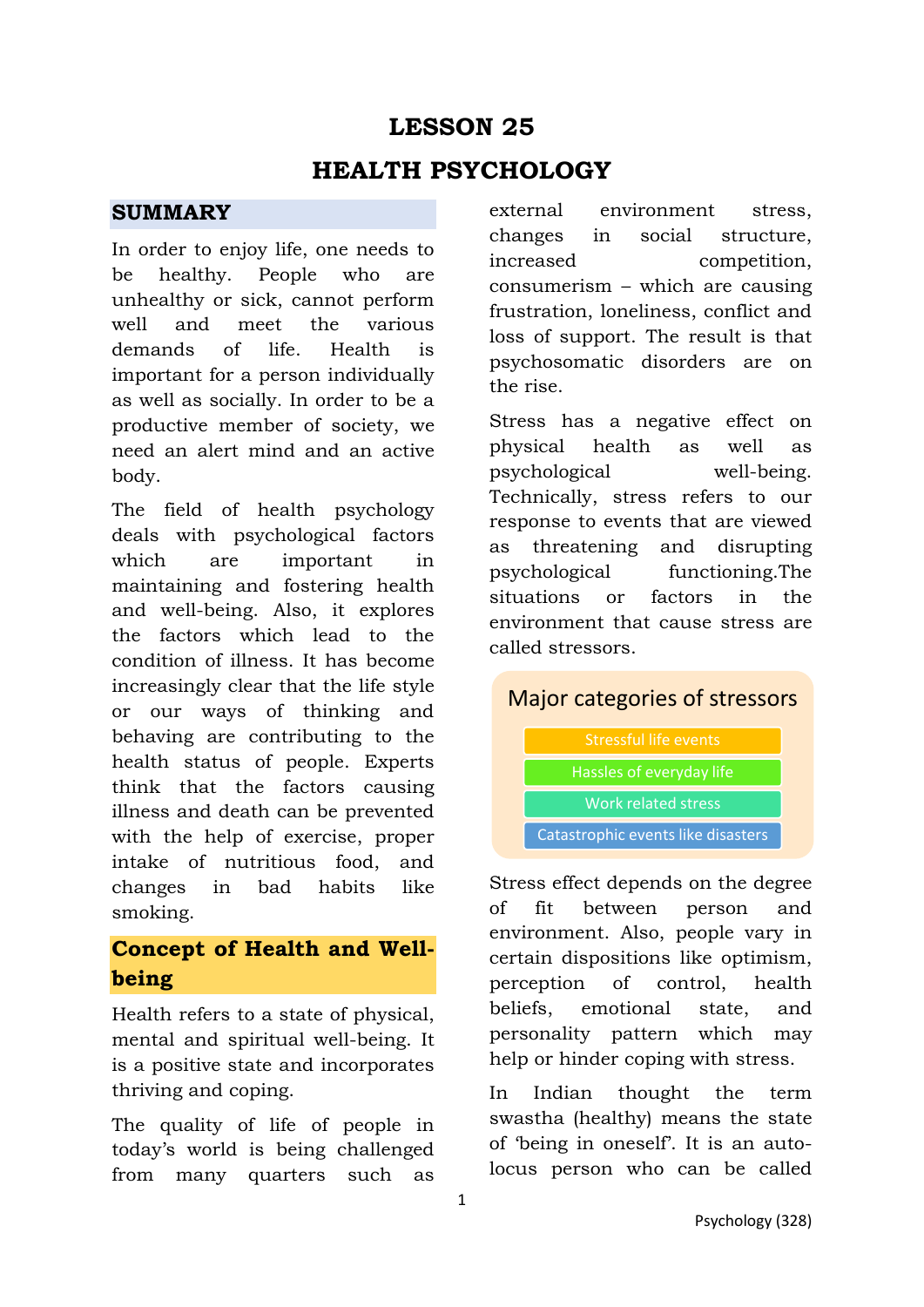# LESSON 25

# HEALTH PSYCHOLOGY

## SUMMARY

In order to enjoy life, one needs to be healthy. People who are unhealthy or sick, cannot perform well and meet the various demands of life. Health is important for a person individually as well as socially. In order to be a productive member of society, we need an alert mind and an active body.

The field of health psychology deals with psychological factors which are important in maintaining and fostering health and well-being. Also, it explores the factors which lead to the condition of illness. It has become increasingly clear that the life style or our ways of thinking and behaving are contributing to the health status of people. Experts think that the factors causing illness and death can be prevented with the help of exercise, proper intake of nutritious food, and changes in bad habits like smoking.

## Concept of Health and Well-being

Health refers to a state of physical, mental and spiritual well-being. It is a positive state and incorporates thriving and coping.

The quality of life of people in today's world is being challenged from many quarters such as external environment stress, changes in social structure, increased competition, consumerism – which are causing frustration, loneliness, conflict and loss of support. The result is that psychosomatic disorders are on the rise.

Stress has a negative effect on physical health as well as psychological well-being. Technically, stress refers to our response to events that are viewed as threatening and disrupting psychological functioning.The situations or factors in the environment that cause stress are called stressors.

**Major categories of stressors**

- Stressful life events
- Hassles of everyday life
- Work related stress
- Catastrophic events like disasters

Stress effect depends on the degree of fit between person and environment. Also, people vary in certain dispositions like optimism, perception of control, health beliefs, emotional state, and personality pattern which may help or hinder coping with stress.

In Indian thought the term swastha (healthy) means the state of 'being in oneself'. It is an auto-locus person who can be called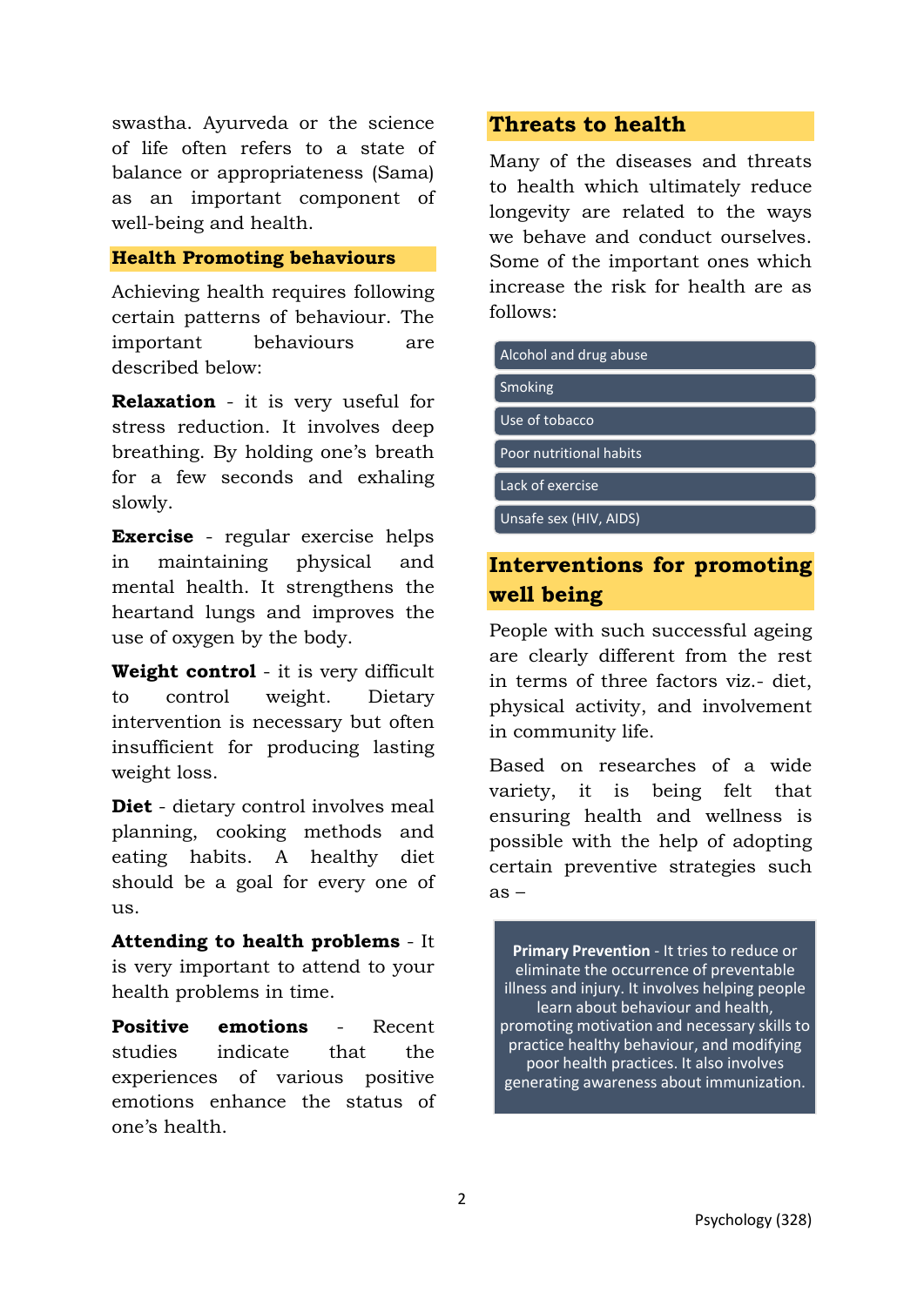swastha. Ayurveda or the science of life often refers to a state of balance or appropriateness (Sama) as an important component of well-being and health.

## Health Promoting behaviours

Achieving health requires following certain patterns of behaviour. The important behaviours are described below:

**Relaxation** - it is very useful for stress reduction. It involves deep breathing. By holding one's breath for a few seconds and exhaling slowly.

**Exercise** - regular exercise helps in maintaining physical and mental health. It strengthens the heartand lungs and improves the use of oxygen by the body.

**Weight control** - it is very difficult to control weight. Dietary intervention is necessary but often insufficient for producing lasting weight loss.

**Diet** - dietary control involves meal planning, cooking methods and eating habits. A healthy diet should be a goal for every one of us.

**Attending to health problems** - It is very important to attend to your health problems in time.

**Positive emotions** - Recent studies indicate that the experiences of various positive emotions enhance the status of one's health.

## Threats to health

Many of the diseases and threats to health which ultimately reduce longevity are related to the ways we behave and conduct ourselves. Some of the important ones which increase the risk for health are as follows:

- Alcohol and drug abuse
- Smoking
- Use of tobacco
- Poor nutritional habits
- Lack of exercise
- Unsafe sex (HIV, AIDS)

## Interventions for promoting well being

People with such successful ageing are clearly different from the rest in terms of three factors viz.- diet, physical activity, and involvement in community life.

Based on researches of a wide variety, it is being felt that ensuring health and wellness is possible with the help of adopting certain preventive strategies such as –

**Primary Prevention** - It tries to reduce or eliminate the occurrence of preventable illness and injury. It involves helping people learn about behaviour and health, promoting motivation and necessary skills to practice healthy behaviour, and modifying poor health practices. It also involves generating awareness about immunization.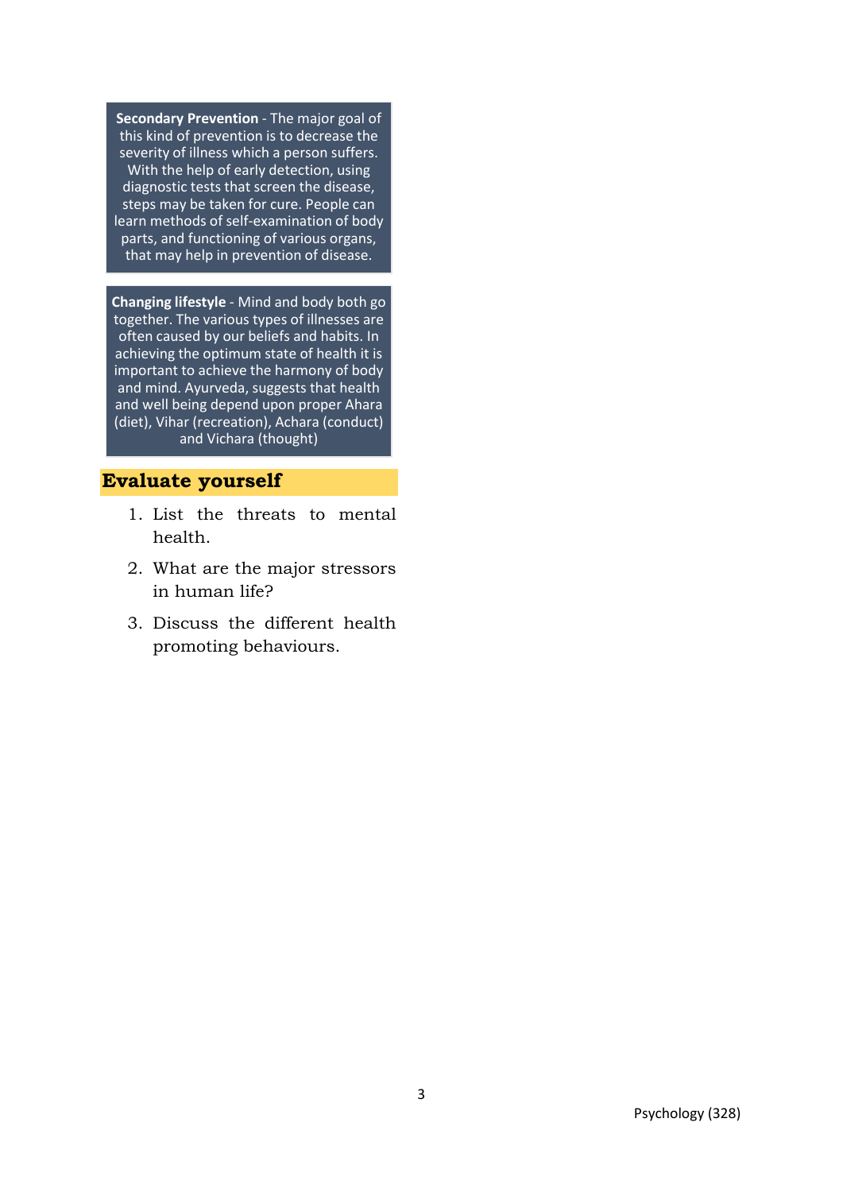**Secondary Prevention** - The major goal of this kind of prevention is to decrease the severity of illness which a person suffers. With the help of early detection, using diagnostic tests that screen the disease, steps may be taken for cure. People can learn methods of self-examination of body parts, and functioning of various organs, that may help in prevention of disease.

**Changing lifestyle** - Mind and body both go together. The various types of illnesses are often caused by our beliefs and habits. In achieving the optimum state of health it is important to achieve the harmony of body and mind. Ayurveda, suggests that health and well being depend upon proper Ahara (diet), Vihar (recreation), Achara (conduct) and Vichara (thought)

## Evaluate yourself

1. List the threats to mental health.
2. What are the major stressors in human life?
3. Discuss the different health promoting behaviours.